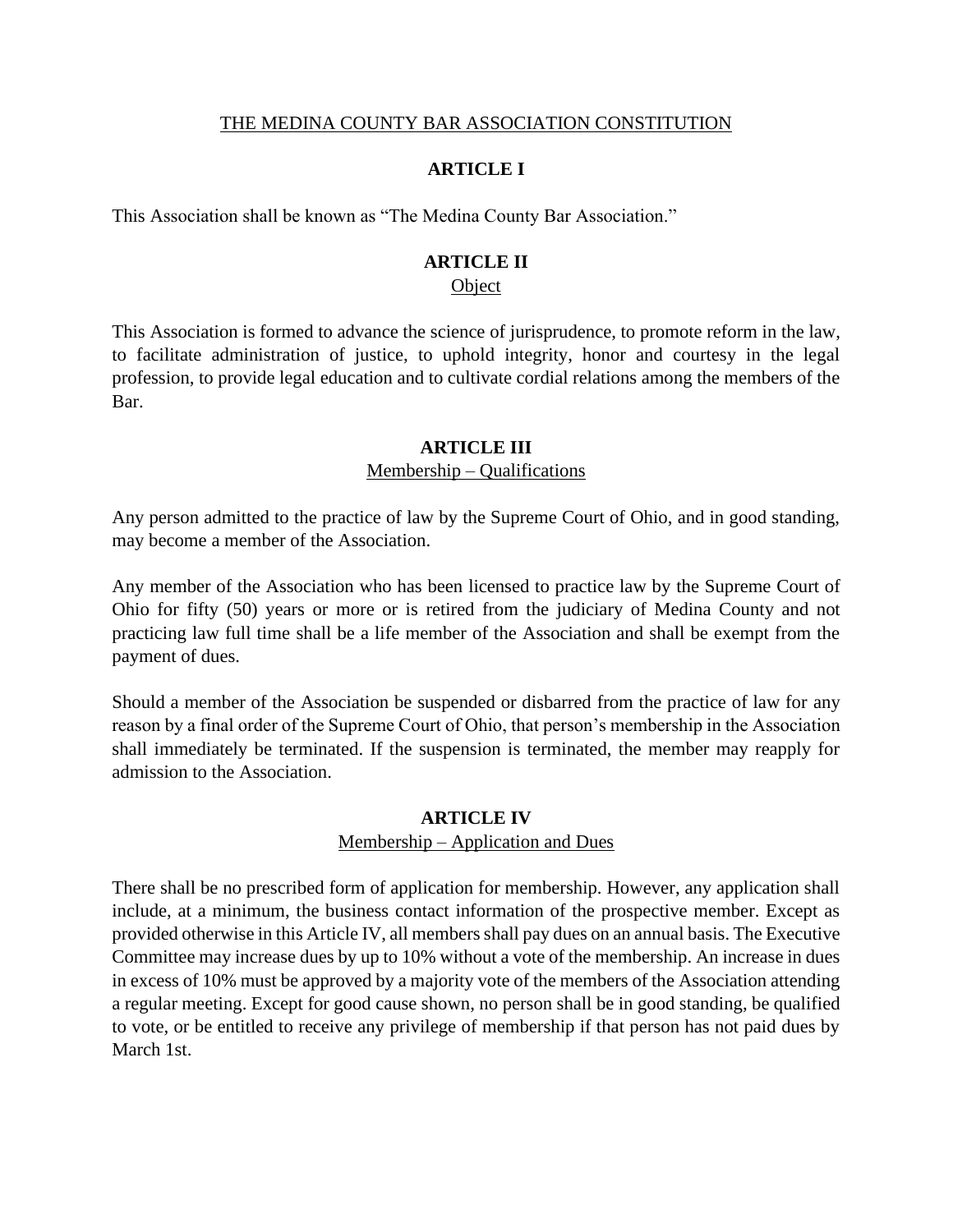# THE MEDINA COUNTY BAR ASSOCIATION CONSTITUTION

## ARTICLE I

This Association shall be known as "The Medina County Bar Association."

## ARTICLE II
### Object

This Association is formed to advance the science of jurisprudence, to promote reform in the law, to facilitate administration of justice, to uphold integrity, honor and courtesy in the legal profession, to provide legal education and to cultivate cordial relations among the members of the Bar.

## ARTICLE III
### Membership – Qualifications

Any person admitted to the practice of law by the Supreme Court of Ohio, and in good standing, may become a member of the Association.

Any member of the Association who has been licensed to practice law by the Supreme Court of Ohio for fifty (50) years or more or is retired from the judiciary of Medina County and not practicing law full time shall be a life member of the Association and shall be exempt from the payment of dues.

Should a member of the Association be suspended or disbarred from the practice of law for any reason by a final order of the Supreme Court of Ohio, that person's membership in the Association shall immediately be terminated. If the suspension is terminated, the member may reapply for admission to the Association.

## ARTICLE IV
### Membership – Application and Dues

There shall be no prescribed form of application for membership. However, any application shall include, at a minimum, the business contact information of the prospective member. Except as provided otherwise in this Article IV, all members shall pay dues on an annual basis. The Executive Committee may increase dues by up to 10% without a vote of the membership. An increase in dues in excess of 10% must be approved by a majority vote of the members of the Association attending a regular meeting. Except for good cause shown, no person shall be in good standing, be qualified to vote, or be entitled to receive any privilege of membership if that person has not paid dues by March 1st.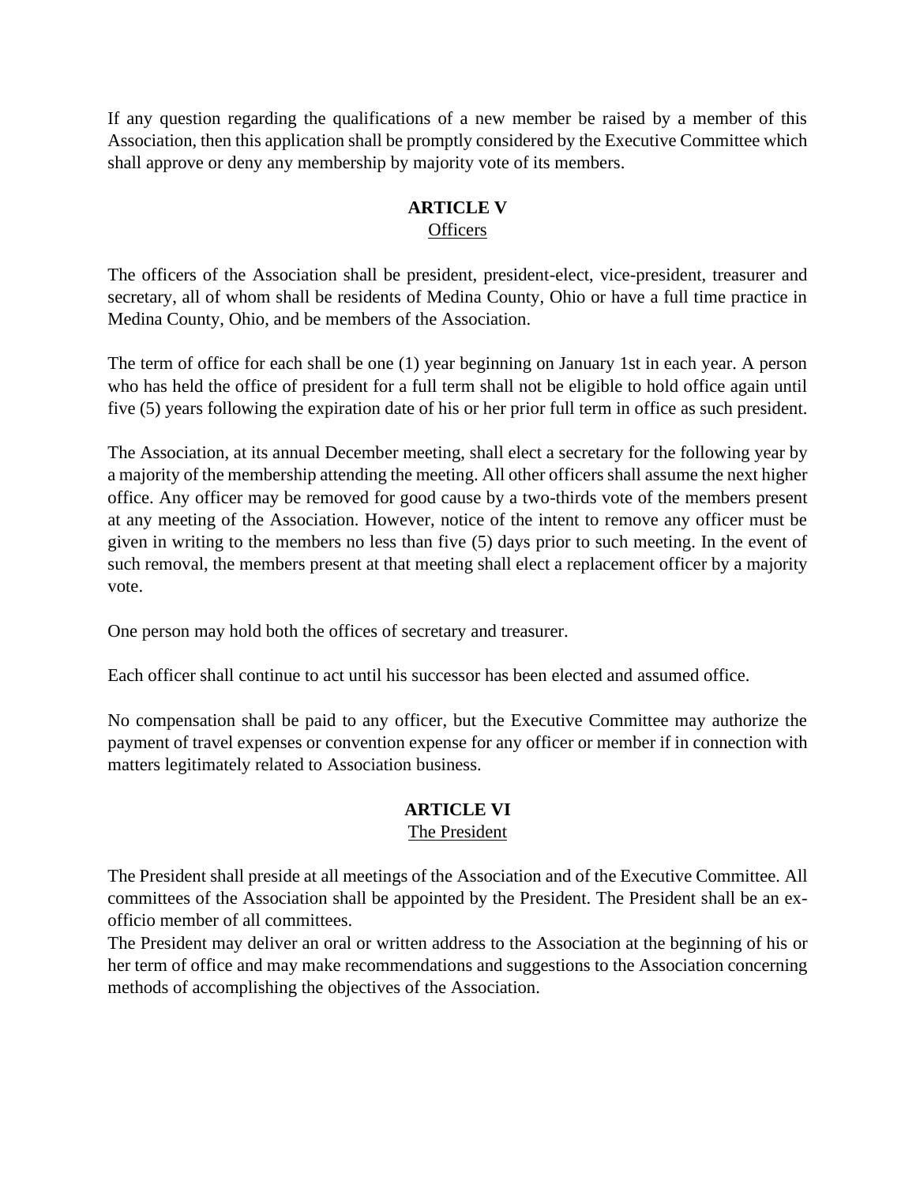If any question regarding the qualifications of a new member be raised by a member of this Association, then this application shall be promptly considered by the Executive Committee which shall approve or deny any membership by majority vote of its members.

## ARTICLE V
Officers

The officers of the Association shall be president, president-elect, vice-president, treasurer and secretary, all of whom shall be residents of Medina County, Ohio or have a full time practice in Medina County, Ohio, and be members of the Association.

The term of office for each shall be one (1) year beginning on January 1st in each year. A person who has held the office of president for a full term shall not be eligible to hold office again until five (5) years following the expiration date of his or her prior full term in office as such president.

The Association, at its annual December meeting, shall elect a secretary for the following year by a majority of the membership attending the meeting. All other officers shall assume the next higher office. Any officer may be removed for good cause by a two-thirds vote of the members present at any meeting of the Association. However, notice of the intent to remove any officer must be given in writing to the members no less than five (5) days prior to such meeting. In the event of such removal, the members present at that meeting shall elect a replacement officer by a majority vote.

One person may hold both the offices of secretary and treasurer.

Each officer shall continue to act until his successor has been elected and assumed office.

No compensation shall be paid to any officer, but the Executive Committee may authorize the payment of travel expenses or convention expense for any officer or member if in connection with matters legitimately related to Association business.

## ARTICLE VI
The President

The President shall preside at all meetings of the Association and of the Executive Committee. All committees of the Association shall be appointed by the President. The President shall be an ex-officio member of all committees.

The President may deliver an oral or written address to the Association at the beginning of his or her term of office and may make recommendations and suggestions to the Association concerning methods of accomplishing the objectives of the Association.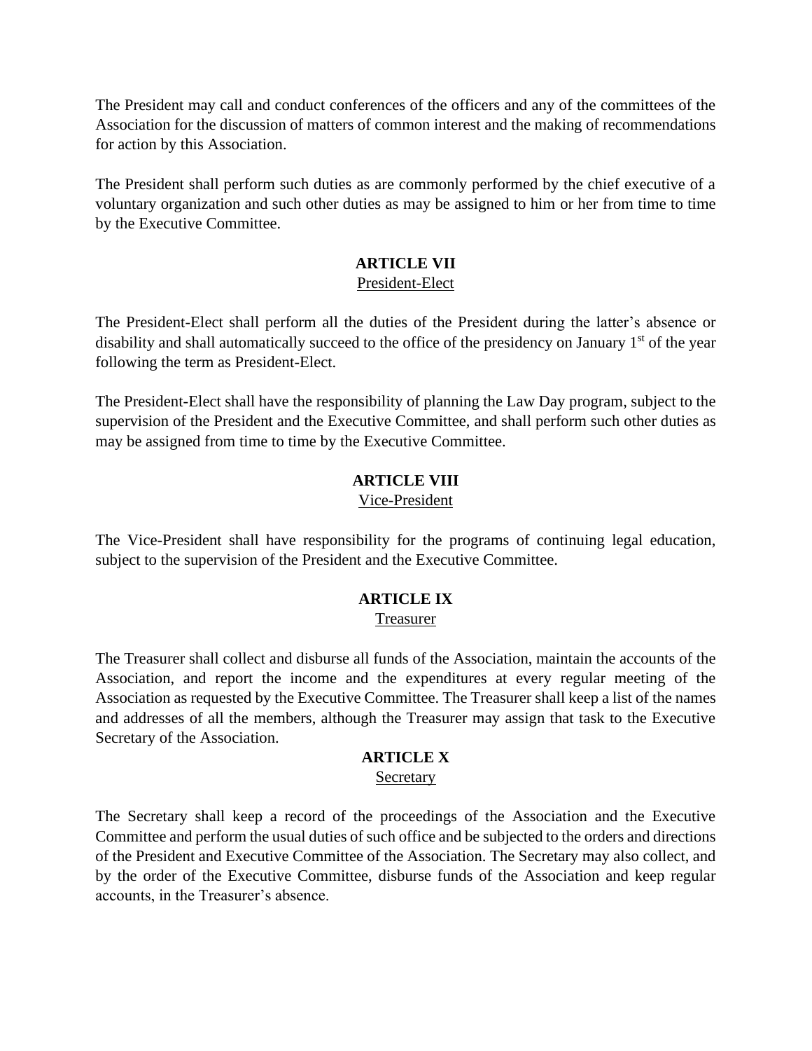The President may call and conduct conferences of the officers and any of the committees of the Association for the discussion of matters of common interest and the making of recommendations for action by this Association.

The President shall perform such duties as are commonly performed by the chief executive of a voluntary organization and such other duties as may be assigned to him or her from time to time by the Executive Committee.

## ARTICLE VII
President-Elect

The President-Elect shall perform all the duties of the President during the latter's absence or disability and shall automatically succeed to the office of the presidency on January 1st of the year following the term as President-Elect.

The President-Elect shall have the responsibility of planning the Law Day program, subject to the supervision of the President and the Executive Committee, and shall perform such other duties as may be assigned from time to time by the Executive Committee.

## ARTICLE VIII
Vice-President

The Vice-President shall have responsibility for the programs of continuing legal education, subject to the supervision of the President and the Executive Committee.

## ARTICLE IX
Treasurer

The Treasurer shall collect and disburse all funds of the Association, maintain the accounts of the Association, and report the income and the expenditures at every regular meeting of the Association as requested by the Executive Committee. The Treasurer shall keep a list of the names and addresses of all the members, although the Treasurer may assign that task to the Executive Secretary of the Association.

## ARTICLE X
Secretary

The Secretary shall keep a record of the proceedings of the Association and the Executive Committee and perform the usual duties of such office and be subjected to the orders and directions of the President and Executive Committee of the Association. The Secretary may also collect, and by the order of the Executive Committee, disburse funds of the Association and keep regular accounts, in the Treasurer's absence.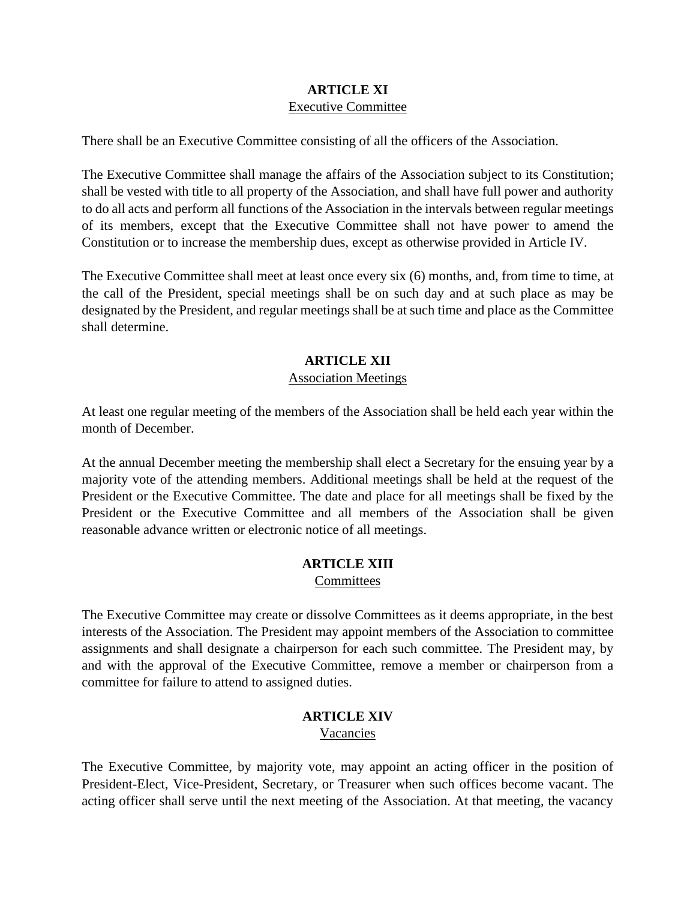## ARTICLE XI
Executive Committee

There shall be an Executive Committee consisting of all the officers of the Association.

The Executive Committee shall manage the affairs of the Association subject to its Constitution; shall be vested with title to all property of the Association, and shall have full power and authority to do all acts and perform all functions of the Association in the intervals between regular meetings of its members, except that the Executive Committee shall not have power to amend the Constitution or to increase the membership dues, except as otherwise provided in Article IV.

The Executive Committee shall meet at least once every six (6) months, and, from time to time, at the call of the President, special meetings shall be on such day and at such place as may be designated by the President, and regular meetings shall be at such time and place as the Committee shall determine.

## ARTICLE XII
Association Meetings

At least one regular meeting of the members of the Association shall be held each year within the month of December.

At the annual December meeting the membership shall elect a Secretary for the ensuing year by a majority vote of the attending members. Additional meetings shall be held at the request of the President or the Executive Committee. The date and place for all meetings shall be fixed by the President or the Executive Committee and all members of the Association shall be given reasonable advance written or electronic notice of all meetings.

## ARTICLE XIII
Committees

The Executive Committee may create or dissolve Committees as it deems appropriate, in the best interests of the Association. The President may appoint members of the Association to committee assignments and shall designate a chairperson for each such committee. The President may, by and with the approval of the Executive Committee, remove a member or chairperson from a committee for failure to attend to assigned duties.

## ARTICLE XIV
Vacancies

The Executive Committee, by majority vote, may appoint an acting officer in the position of President-Elect, Vice-President, Secretary, or Treasurer when such offices become vacant. The acting officer shall serve until the next meeting of the Association. At that meeting, the vacancy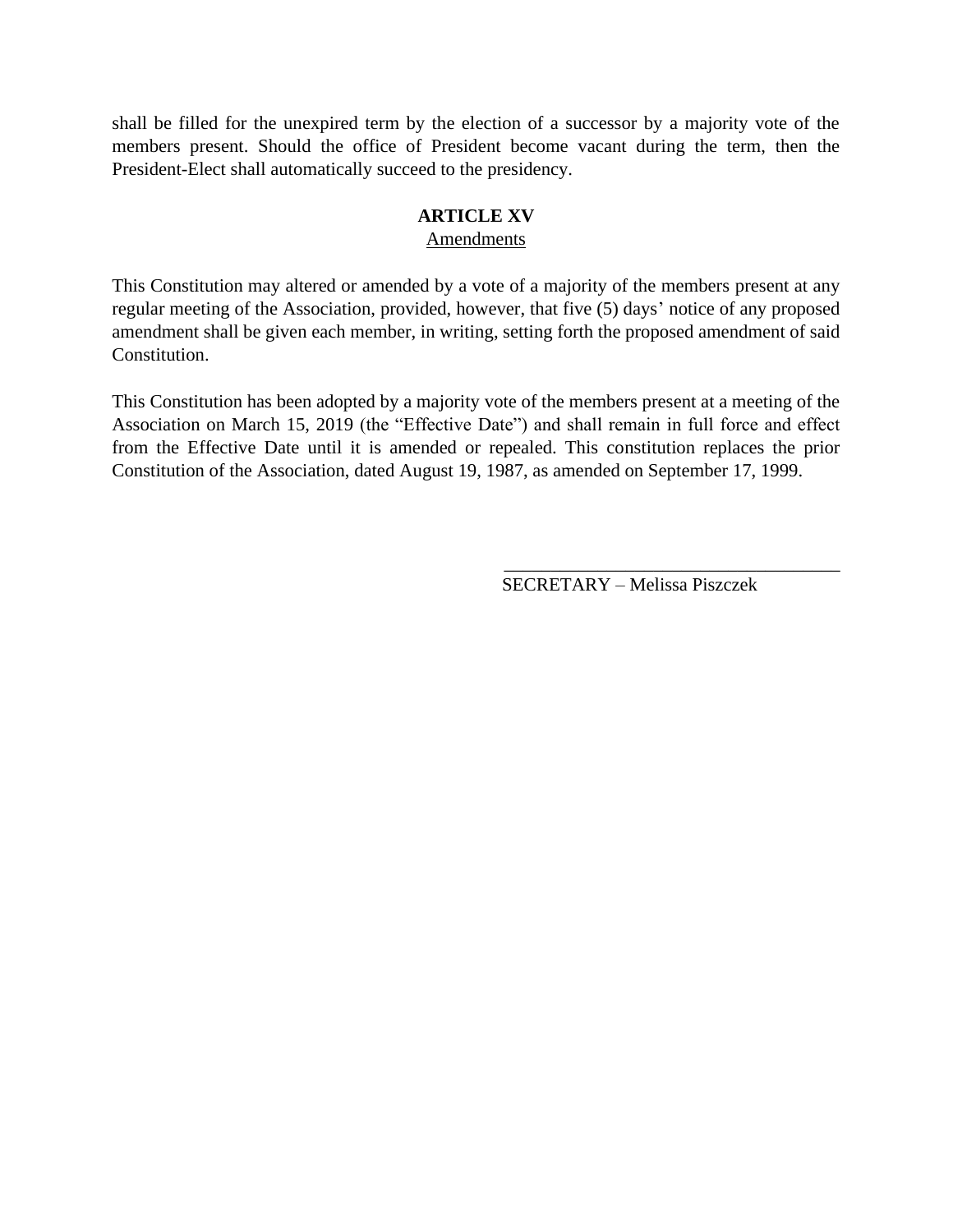shall be filled for the unexpired term by the election of a successor by a majority vote of the members present. Should the office of President become vacant during the term, then the President-Elect shall automatically succeed to the presidency.

## ARTICLE XV

Amendments

This Constitution may altered or amended by a vote of a majority of the members present at any regular meeting of the Association, provided, however, that five (5) days' notice of any proposed amendment shall be given each member, in writing, setting forth the proposed amendment of said Constitution.

This Constitution has been adopted by a majority vote of the members present at a meeting of the Association on March 15, 2019 (the "Effective Date") and shall remain in full force and effect from the Effective Date until it is amended or repealed. This constitution replaces the prior Constitution of the Association, dated August 19, 1987, as amended on September 17, 1999.

\_\_\_\_\_\_\_\_\_\_\_\_\_\_\_\_\_\_\_\_\_\_\_\_\_\_\_\_\_\_\_\_\_\_\_\_

SECRETARY – Melissa Piszczek